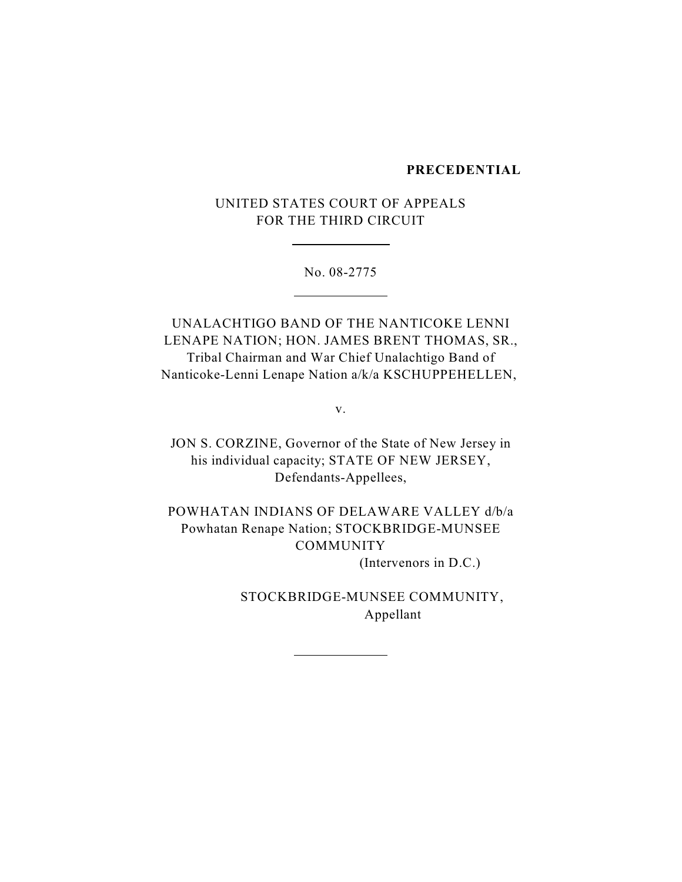**PRECEDENTIAL**

UNITED STATES COURT OF APPEALS
FOR THE THIRD CIRCUIT

---

No. 08-2775

---

UNALACHTIGO BAND OF THE NANTICOKE LENNI LENAPE NATION; HON. JAMES BRENT THOMAS, SR., Tribal Chairman and War Chief Unalachtigo Band of Nanticoke-Lenni Lenape Nation a/k/a KSCHUPPEHELLEN,

v.

JON S. CORZINE, Governor of the State of New Jersey in his individual capacity; STATE OF NEW JERSEY, Defendants-Appellees,

POWHATAN INDIANS OF DELAWARE VALLEY d/b/a Powhatan Renape Nation; STOCKBRIDGE-MUNSEE COMMUNITY
(Intervenors in D.C.)

STOCKBRIDGE-MUNSEE COMMUNITY,
Appellant

---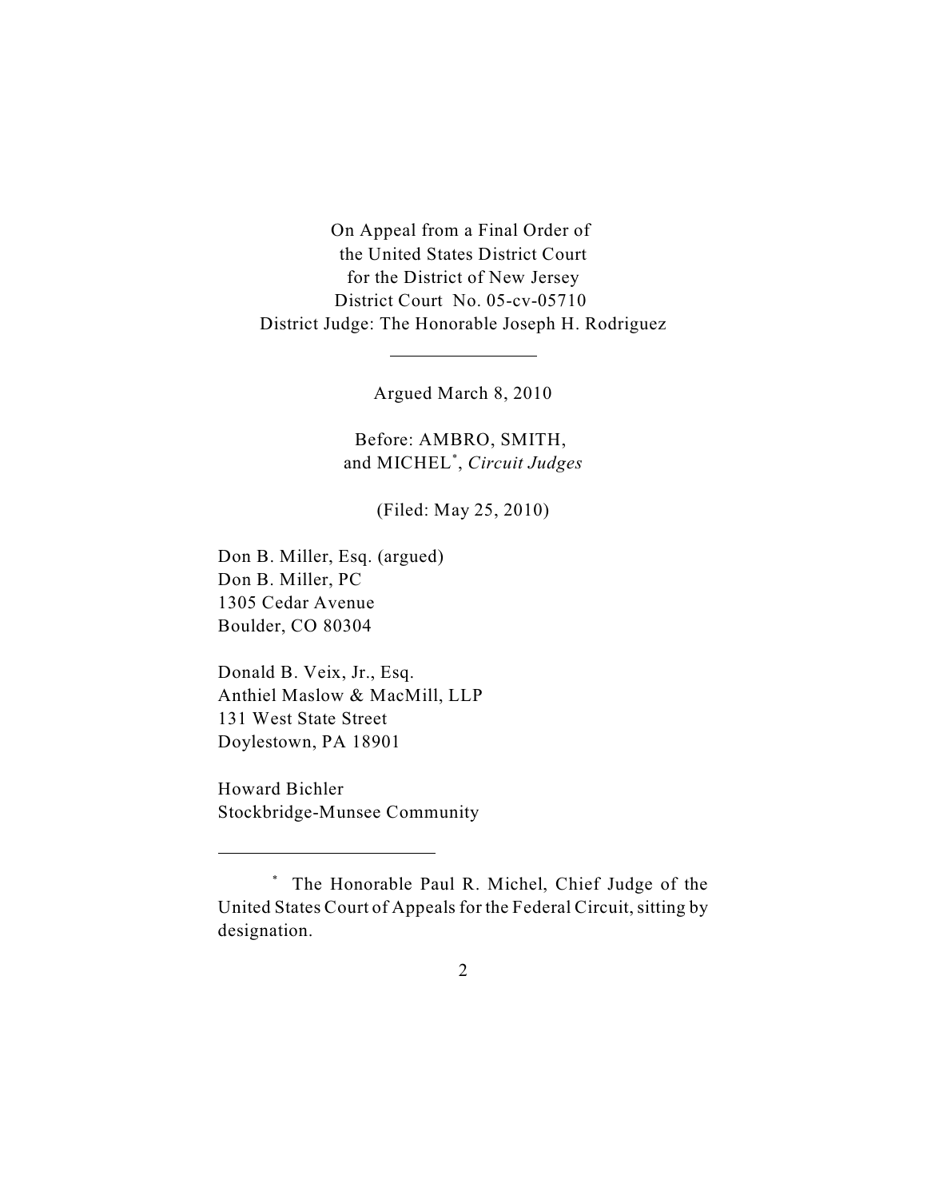On Appeal from a Final Order of
the United States District Court
for the District of New Jersey
District Court No. 05-cv-05710
District Judge: The Honorable Joseph H. Rodriguez

---

Argued March 8, 2010

Before: AMBRO, SMITH,
and MICHEL[*], *Circuit Judges*

(Filed: May 25, 2010)

Don B. Miller, Esq. (argued)
Don B. Miller, PC
1305 Cedar Avenue
Boulder, CO 80304

Donald B. Veix, Jr., Esq.
Anthiel Maslow & MacMill, LLP
131 West State Street
Doylestown, PA 18901

Howard Bichler
Stockbridge-Munsee Community

---

[*] The Honorable Paul R. Michel, Chief Judge of the United States Court of Appeals for the Federal Circuit, sitting by designation.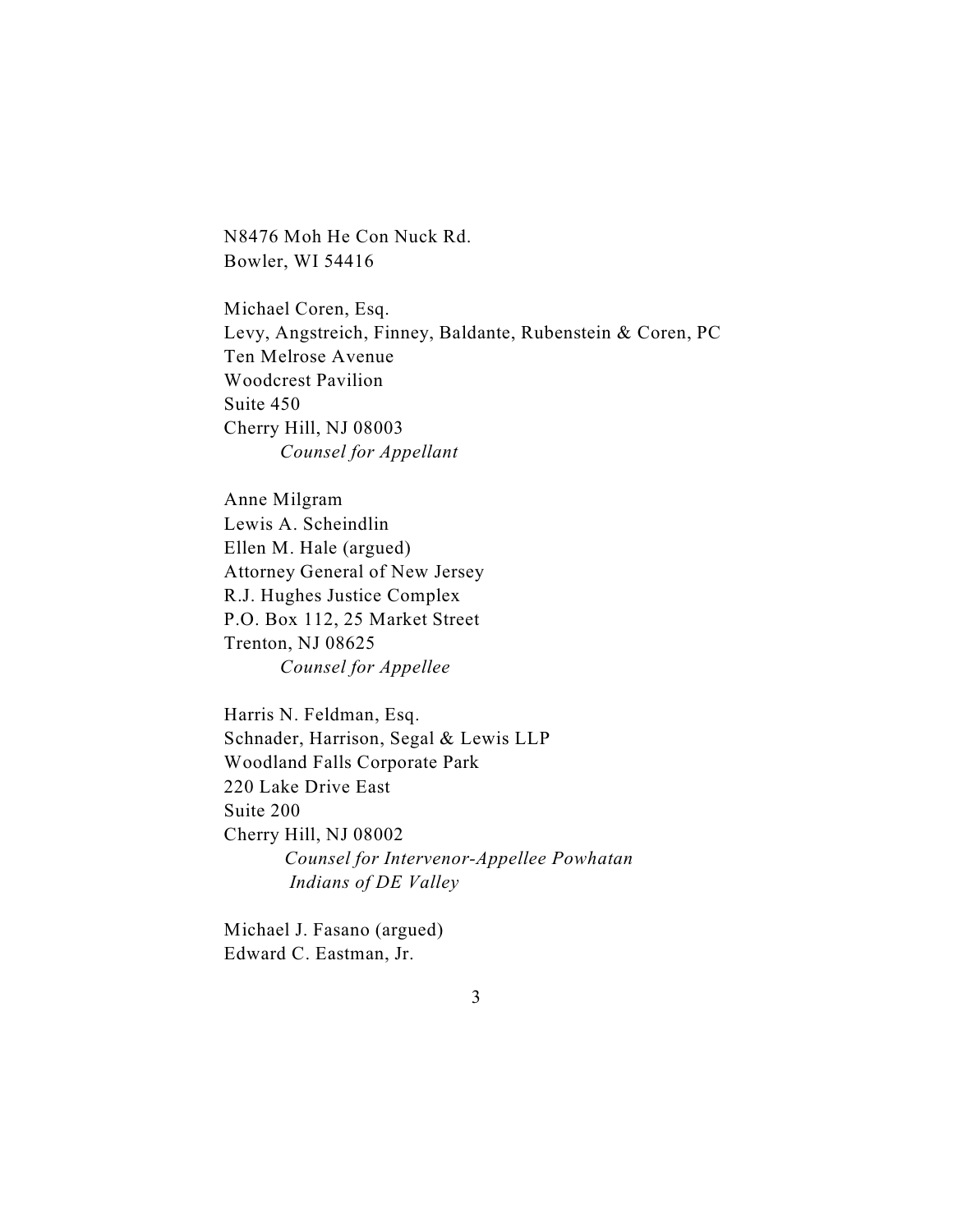N8476 Moh He Con Nuck Rd.
Bowler, WI 54416

Michael Coren, Esq.
Levy, Angstreich, Finney, Baldante, Rubenstein & Coren, PC
Ten Melrose Avenue
Woodcrest Pavilion
Suite 450
Cherry Hill, NJ 08003
*Counsel for Appellant*

Anne Milgram
Lewis A. Scheindlin
Ellen M. Hale (argued)
Attorney General of New Jersey
R.J. Hughes Justice Complex
P.O. Box 112, 25 Market Street
Trenton, NJ 08625
*Counsel for Appellee*

Harris N. Feldman, Esq.
Schnader, Harrison, Segal & Lewis LLP
Woodland Falls Corporate Park
220 Lake Drive East
Suite 200
Cherry Hill, NJ 08002
*Counsel for Intervenor-Appellee Powhatan Indians of DE Valley*

Michael J. Fasano (argued)
Edward C. Eastman, Jr.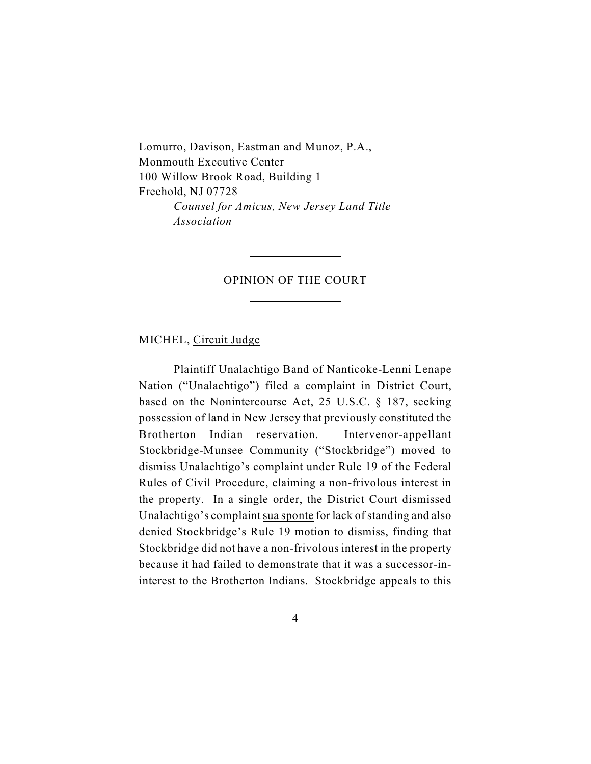Lomurro, Davison, Eastman and Munoz, P.A.,
Monmouth Executive Center
100 Willow Brook Road, Building 1
Freehold, NJ 07728
*Counsel for Amicus, New Jersey Land Title Association*

---

OPINION OF THE COURT

---

MICHEL, Circuit Judge

Plaintiff Unalachtigo Band of Nanticoke-Lenni Lenape Nation ("Unalachtigo") filed a complaint in District Court, based on the Nonintercourse Act, 25 U.S.C. § 187, seeking possession of land in New Jersey that previously constituted the Brotherton Indian reservation. Intervenor-appellant Stockbridge-Munsee Community ("Stockbridge") moved to dismiss Unalachtigo's complaint under Rule 19 of the Federal Rules of Civil Procedure, claiming a non-frivolous interest in the property. In a single order, the District Court dismissed Unalachtigo's complaint sua sponte for lack of standing and also denied Stockbridge's Rule 19 motion to dismiss, finding that Stockbridge did not have a non-frivolous interest in the property because it had failed to demonstrate that it was a successor-in-interest to the Brotherton Indians. Stockbridge appeals to this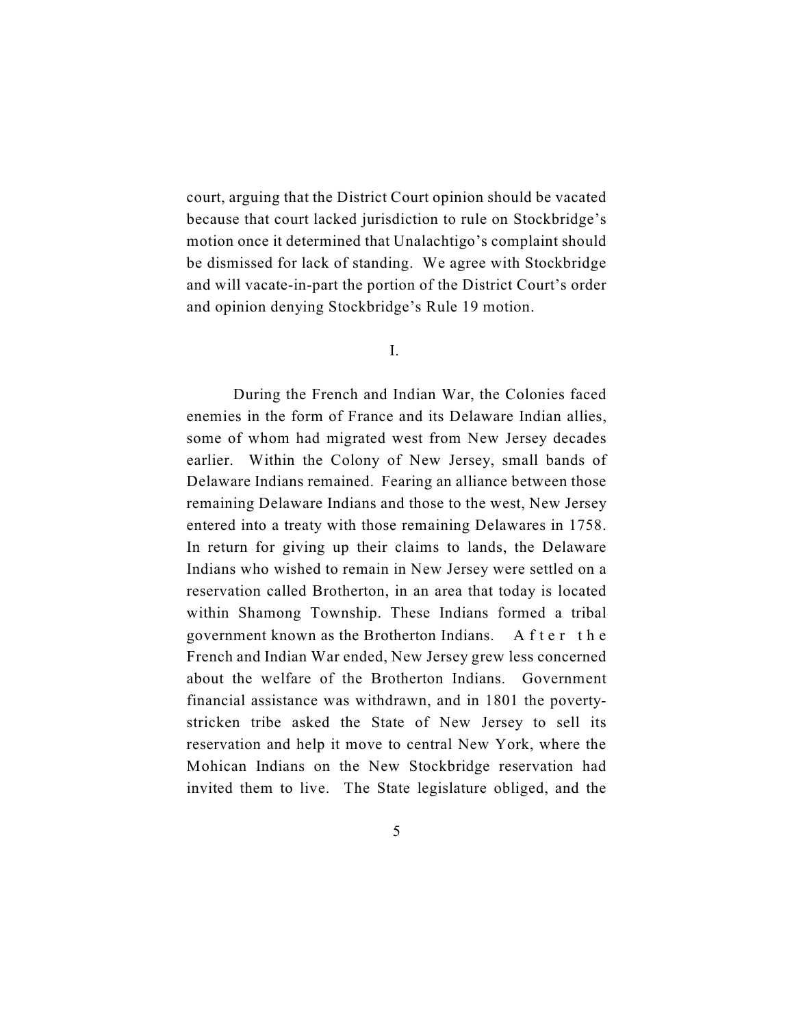court, arguing that the District Court opinion should be vacated because that court lacked jurisdiction to rule on Stockbridge's motion once it determined that Unalachtigo's complaint should be dismissed for lack of standing. We agree with Stockbridge and will vacate-in-part the portion of the District Court's order and opinion denying Stockbridge's Rule 19 motion.

## I.

During the French and Indian War, the Colonies faced enemies in the form of France and its Delaware Indian allies, some of whom had migrated west from New Jersey decades earlier. Within the Colony of New Jersey, small bands of Delaware Indians remained. Fearing an alliance between those remaining Delaware Indians and those to the west, New Jersey entered into a treaty with those remaining Delawares in 1758. In return for giving up their claims to lands, the Delaware Indians who wished to remain in New Jersey were settled on a reservation called Brotherton, in an area that today is located within Shamong Township. These Indians formed a tribal government known as the Brotherton Indians. After the French and Indian War ended, New Jersey grew less concerned about the welfare of the Brotherton Indians. Government financial assistance was withdrawn, and in 1801 the poverty-stricken tribe asked the State of New Jersey to sell its reservation and help it move to central New York, where the Mohican Indians on the New Stockbridge reservation had invited them to live. The State legislature obliged, and the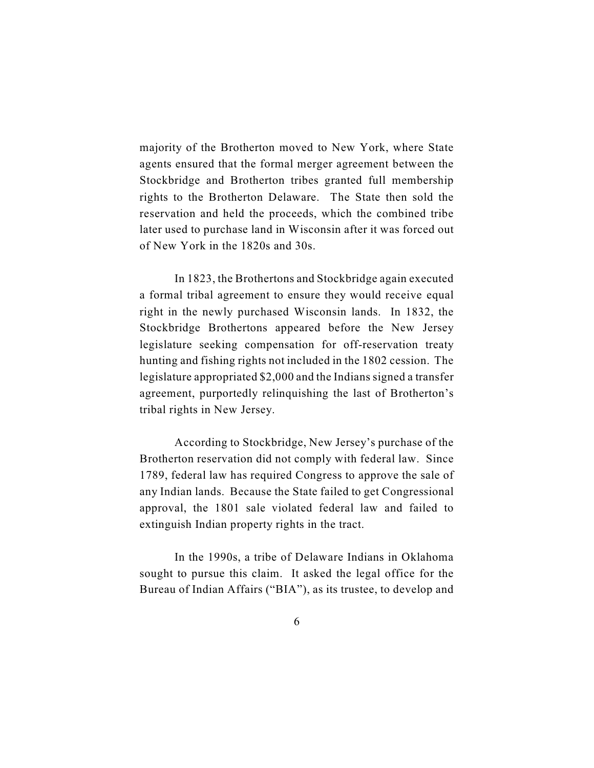majority of the Brotherton moved to New York, where State agents ensured that the formal merger agreement between the Stockbridge and Brotherton tribes granted full membership rights to the Brotherton Delaware. The State then sold the reservation and held the proceeds, which the combined tribe later used to purchase land in Wisconsin after it was forced out of New York in the 1820s and 30s.

In 1823, the Brothertons and Stockbridge again executed a formal tribal agreement to ensure they would receive equal right in the newly purchased Wisconsin lands. In 1832, the Stockbridge Brothertons appeared before the New Jersey legislature seeking compensation for off-reservation treaty hunting and fishing rights not included in the 1802 cession. The legislature appropriated $2,000 and the Indians signed a transfer agreement, purportedly relinquishing the last of Brotherton's tribal rights in New Jersey.

According to Stockbridge, New Jersey's purchase of the Brotherton reservation did not comply with federal law. Since 1789, federal law has required Congress to approve the sale of any Indian lands. Because the State failed to get Congressional approval, the 1801 sale violated federal law and failed to extinguish Indian property rights in the tract.

In the 1990s, a tribe of Delaware Indians in Oklahoma sought to pursue this claim. It asked the legal office for the Bureau of Indian Affairs ("BIA"), as its trustee, to develop and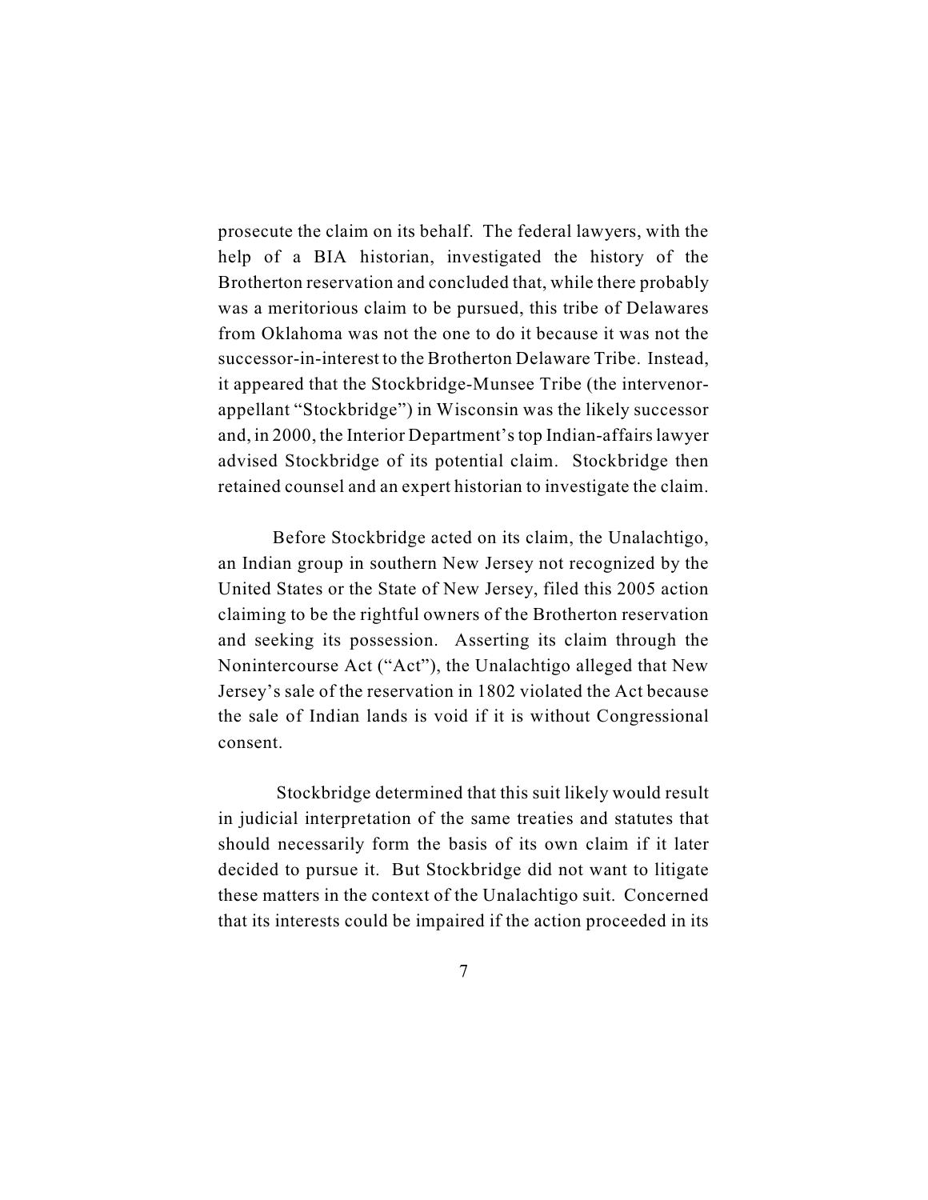prosecute the claim on its behalf. The federal lawyers, with the help of a BIA historian, investigated the history of the Brotherton reservation and concluded that, while there probably was a meritorious claim to be pursued, this tribe of Delawares from Oklahoma was not the one to do it because it was not the successor-in-interest to the Brotherton Delaware Tribe. Instead, it appeared that the Stockbridge-Munsee Tribe (the intervenor-appellant "Stockbridge") in Wisconsin was the likely successor and, in 2000, the Interior Department's top Indian-affairs lawyer advised Stockbridge of its potential claim. Stockbridge then retained counsel and an expert historian to investigate the claim.

Before Stockbridge acted on its claim, the Unalachtigo, an Indian group in southern New Jersey not recognized by the United States or the State of New Jersey, filed this 2005 action claiming to be the rightful owners of the Brotherton reservation and seeking its possession. Asserting its claim through the Nonintercourse Act ("Act"), the Unalachtigo alleged that New Jersey's sale of the reservation in 1802 violated the Act because the sale of Indian lands is void if it is without Congressional consent.

Stockbridge determined that this suit likely would result in judicial interpretation of the same treaties and statutes that should necessarily form the basis of its own claim if it later decided to pursue it. But Stockbridge did not want to litigate these matters in the context of the Unalachtigo suit. Concerned that its interests could be impaired if the action proceeded in its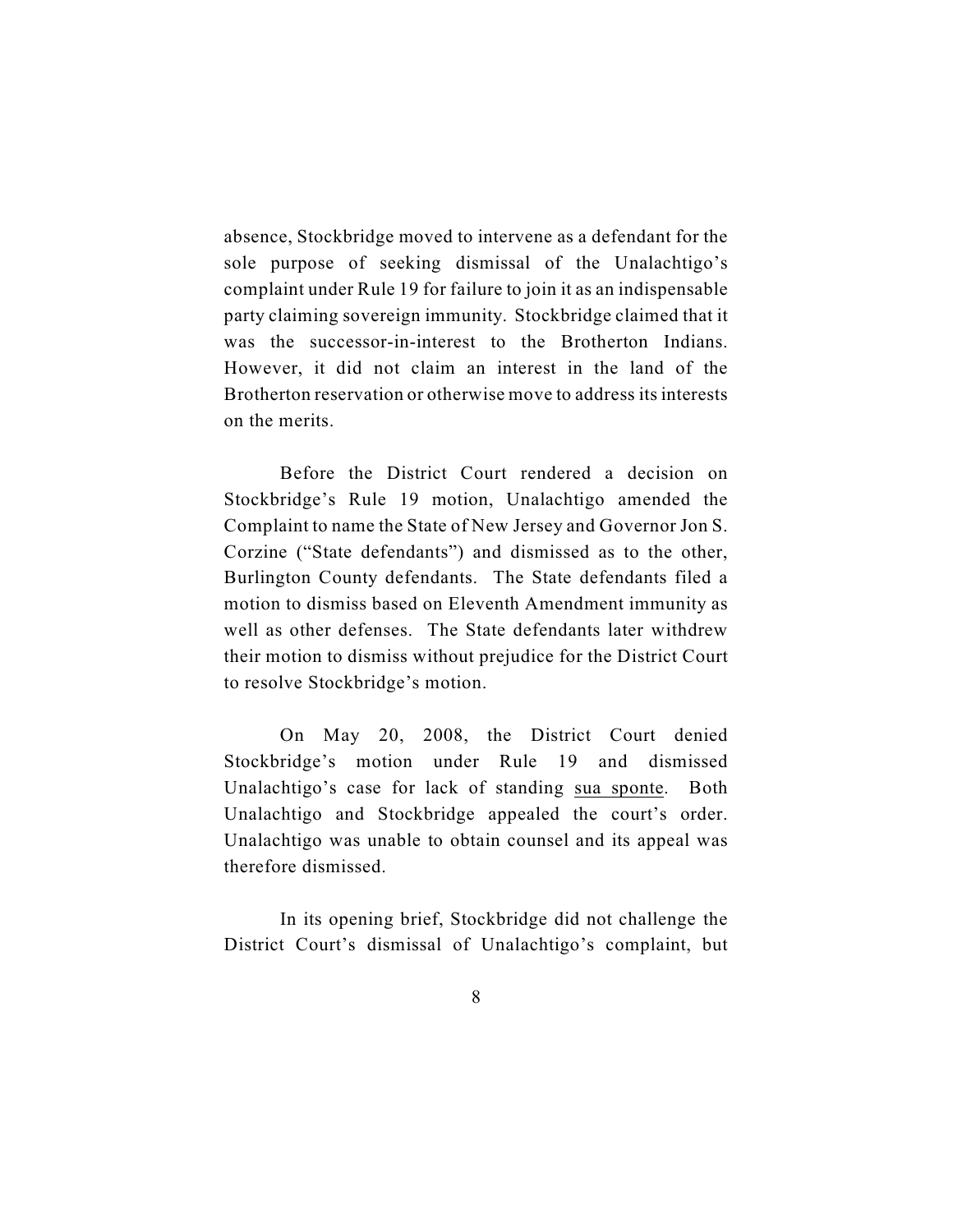absence, Stockbridge moved to intervene as a defendant for the sole purpose of seeking dismissal of the Unalachtigo's complaint under Rule 19 for failure to join it as an indispensable party claiming sovereign immunity. Stockbridge claimed that it was the successor-in-interest to the Brotherton Indians. However, it did not claim an interest in the land of the Brotherton reservation or otherwise move to address its interests on the merits.

Before the District Court rendered a decision on Stockbridge's Rule 19 motion, Unalachtigo amended the Complaint to name the State of New Jersey and Governor Jon S. Corzine ("State defendants") and dismissed as to the other, Burlington County defendants. The State defendants filed a motion to dismiss based on Eleventh Amendment immunity as well as other defenses. The State defendants later withdrew their motion to dismiss without prejudice for the District Court to resolve Stockbridge's motion.

On May 20, 2008, the District Court denied Stockbridge's motion under Rule 19 and dismissed Unalachtigo's case for lack of standing sua sponte. Both Unalachtigo and Stockbridge appealed the court's order. Unalachtigo was unable to obtain counsel and its appeal was therefore dismissed.

In its opening brief, Stockbridge did not challenge the District Court's dismissal of Unalachtigo's complaint, but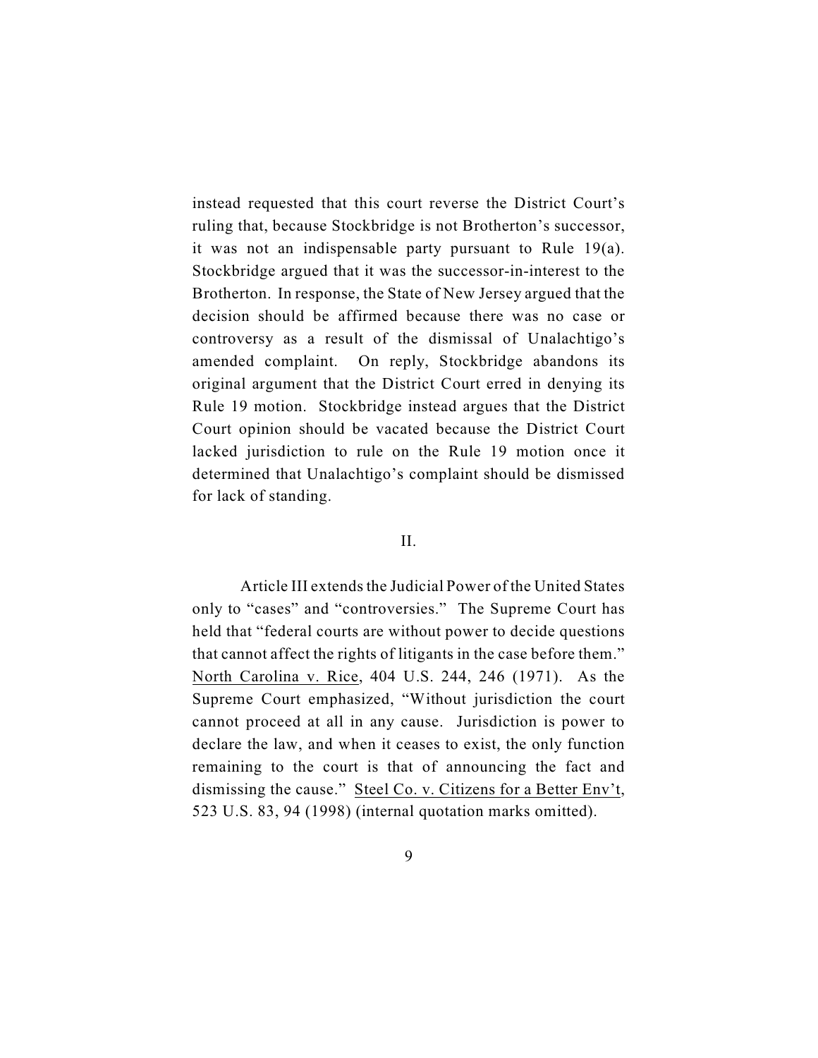instead requested that this court reverse the District Court's ruling that, because Stockbridge is not Brotherton's successor, it was not an indispensable party pursuant to Rule 19(a). Stockbridge argued that it was the successor-in-interest to the Brotherton. In response, the State of New Jersey argued that the decision should be affirmed because there was no case or controversy as a result of the dismissal of Unalachtigo's amended complaint. On reply, Stockbridge abandons its original argument that the District Court erred in denying its Rule 19 motion. Stockbridge instead argues that the District Court opinion should be vacated because the District Court lacked jurisdiction to rule on the Rule 19 motion once it determined that Unalachtigo's complaint should be dismissed for lack of standing.

## II.

Article III extends the Judicial Power of the United States only to "cases" and "controversies." The Supreme Court has held that "federal courts are without power to decide questions that cannot affect the rights of litigants in the case before them." North Carolina v. Rice, 404 U.S. 244, 246 (1971). As the Supreme Court emphasized, "Without jurisdiction the court cannot proceed at all in any cause. Jurisdiction is power to declare the law, and when it ceases to exist, the only function remaining to the court is that of announcing the fact and dismissing the cause." Steel Co. v. Citizens for a Better Env't, 523 U.S. 83, 94 (1998) (internal quotation marks omitted).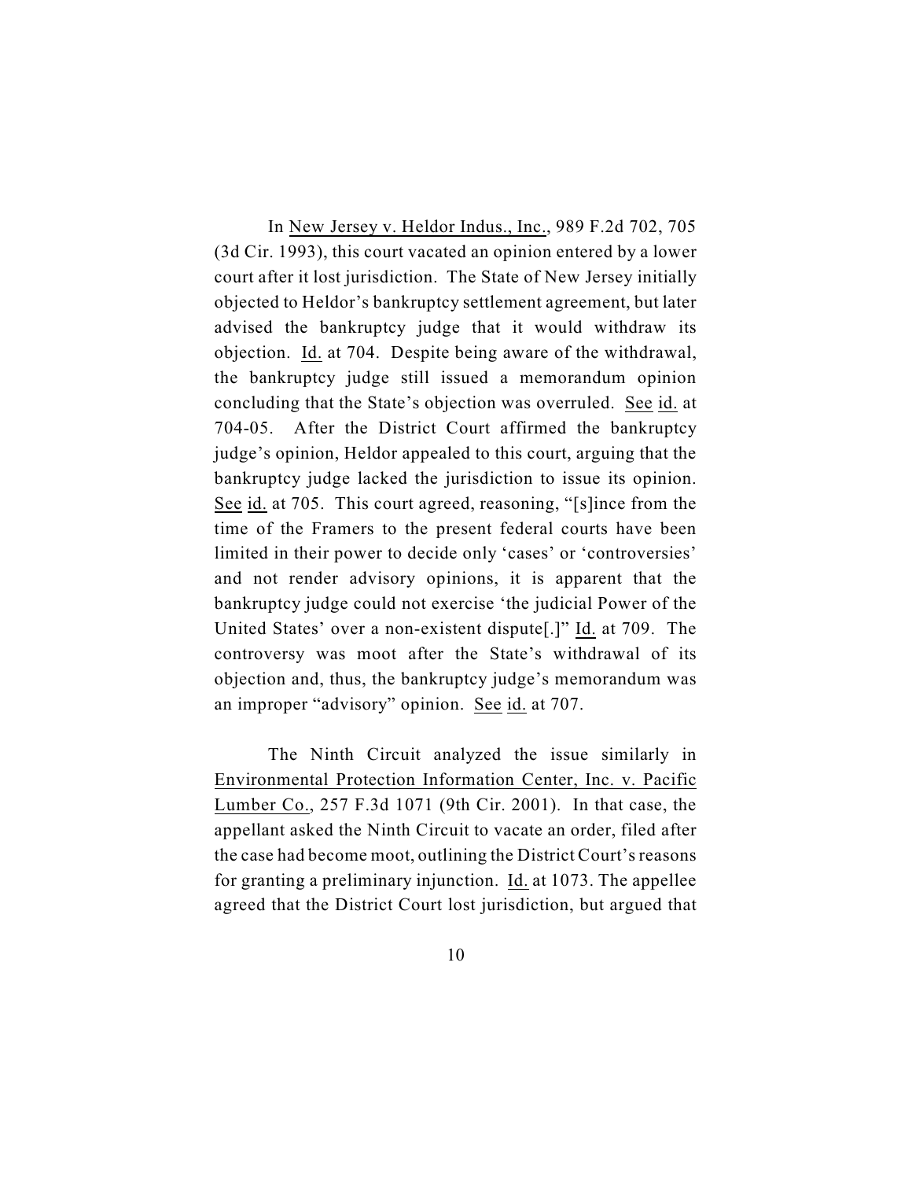In New Jersey v. Heldor Indus., Inc., 989 F.2d 702, 705 (3d Cir. 1993), this court vacated an opinion entered by a lower court after it lost jurisdiction. The State of New Jersey initially objected to Heldor's bankruptcy settlement agreement, but later advised the bankruptcy judge that it would withdraw its objection. Id. at 704. Despite being aware of the withdrawal, the bankruptcy judge still issued a memorandum opinion concluding that the State's objection was overruled. See id. at 704-05. After the District Court affirmed the bankruptcy judge's opinion, Heldor appealed to this court, arguing that the bankruptcy judge lacked the jurisdiction to issue its opinion. See id. at 705. This court agreed, reasoning, "[s]ince from the time of the Framers to the present federal courts have been limited in their power to decide only 'cases' or 'controversies' and not render advisory opinions, it is apparent that the bankruptcy judge could not exercise 'the judicial Power of the United States' over a non-existent dispute[.]" Id. at 709. The controversy was moot after the State's withdrawal of its objection and, thus, the bankruptcy judge's memorandum was an improper "advisory" opinion. See id. at 707.

The Ninth Circuit analyzed the issue similarly in Environmental Protection Information Center, Inc. v. Pacific Lumber Co., 257 F.3d 1071 (9th Cir. 2001). In that case, the appellant asked the Ninth Circuit to vacate an order, filed after the case had become moot, outlining the District Court's reasons for granting a preliminary injunction. Id. at 1073. The appellee agreed that the District Court lost jurisdiction, but argued that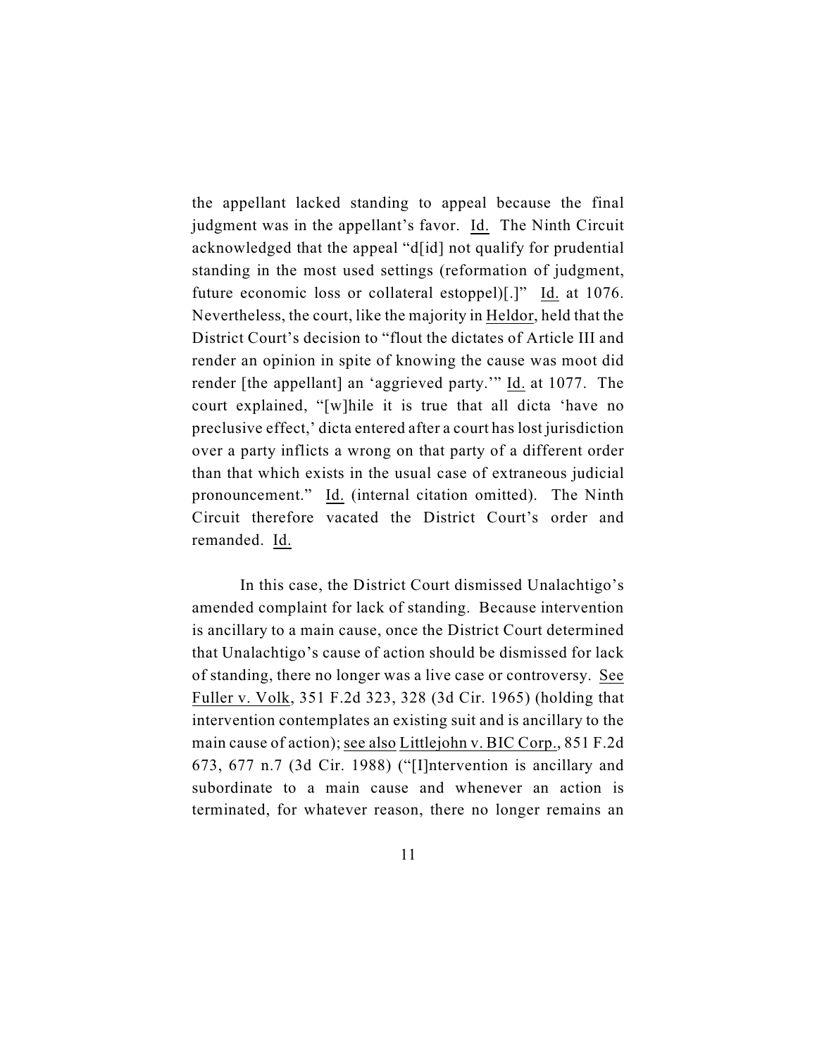the appellant lacked standing to appeal because the final judgment was in the appellant's favor. Id. The Ninth Circuit acknowledged that the appeal "d[id] not qualify for prudential standing in the most used settings (reformation of judgment, future economic loss or collateral estoppel)[.]" Id. at 1076. Nevertheless, the court, like the majority in Heldor, held that the District Court's decision to "flout the dictates of Article III and render an opinion in spite of knowing the cause was moot did render [the appellant] an 'aggrieved party.'" Id. at 1077. The court explained, "[w]hile it is true that all dicta 'have no preclusive effect,' dicta entered after a court has lost jurisdiction over a party inflicts a wrong on that party of a different order than that which exists in the usual case of extraneous judicial pronouncement." Id. (internal citation omitted). The Ninth Circuit therefore vacated the District Court's order and remanded. Id.

In this case, the District Court dismissed Unalachtigo's amended complaint for lack of standing. Because intervention is ancillary to a main cause, once the District Court determined that Unalachtigo's cause of action should be dismissed for lack of standing, there no longer was a live case or controversy. See Fuller v. Volk, 351 F.2d 323, 328 (3d Cir. 1965) (holding that intervention contemplates an existing suit and is ancillary to the main cause of action); see also Littlejohn v. BIC Corp., 851 F.2d 673, 677 n.7 (3d Cir. 1988) ("[I]ntervention is ancillary and subordinate to a main cause and whenever an action is terminated, for whatever reason, there no longer remains an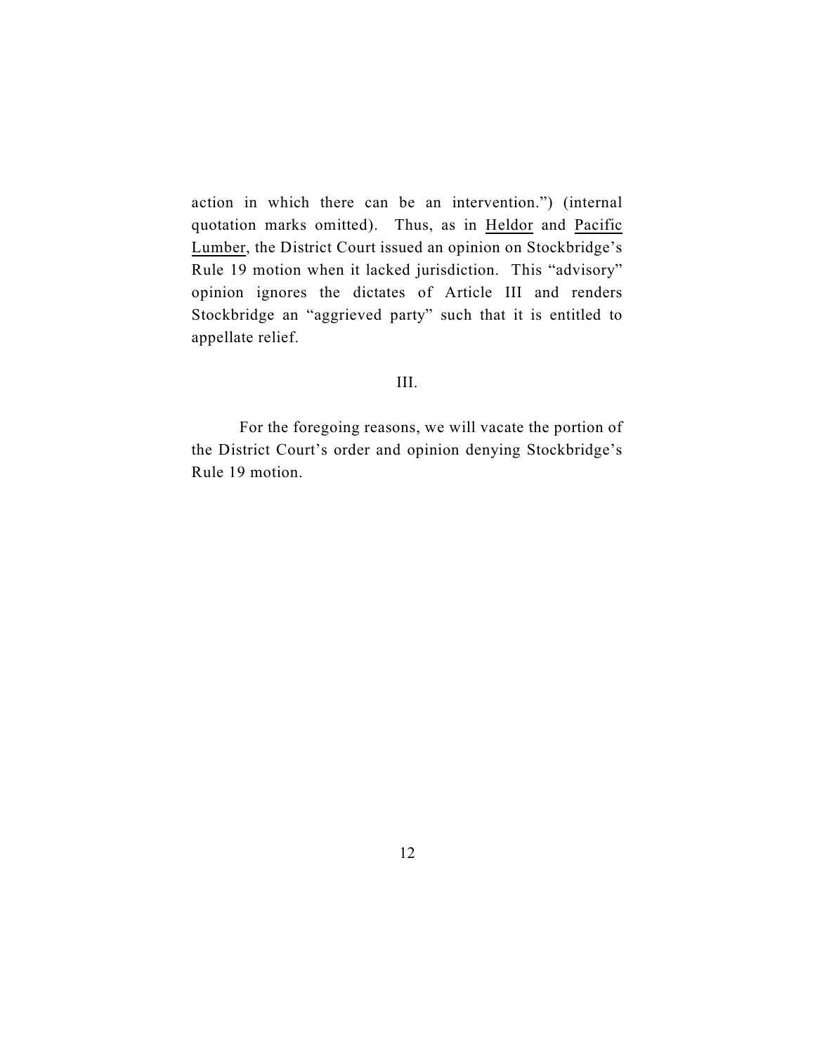action in which there can be an intervention.") (internal quotation marks omitted). Thus, as in Heldor and Pacific Lumber, the District Court issued an opinion on Stockbridge's Rule 19 motion when it lacked jurisdiction. This "advisory" opinion ignores the dictates of Article III and renders Stockbridge an "aggrieved party" such that it is entitled to appellate relief.

III.

For the foregoing reasons, we will vacate the portion of the District Court's order and opinion denying Stockbridge's Rule 19 motion.